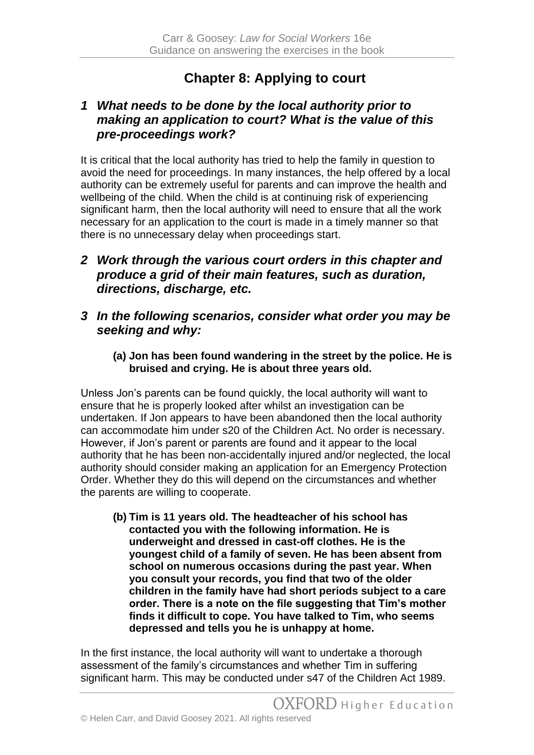# Chapter 8: Applying to court

## *1 What needs to be done by the local authority prior to making an application to court? What is the value of this pre-proceedings work?*

It is critical that the local authority has tried to help the family in question to avoid the need for proceedings. In many instances, the help offered by a local authority can be extremely useful for parents and can improve the health and wellbeing of the child. When the child is at continuing risk of experiencing significant harm, then the local authority will need to ensure that all the work necessary for an application to the court is made in a timely manner so that there is no unnecessary delay when proceedings start.

## *2 Work through the various court orders in this chapter and produce a grid of their main features, such as duration, directions, discharge, etc.*

## *3 In the following scenarios, consider what order you may be seeking and why:*

**(a) Jon has been found wandering in the street by the police. He is bruised and crying. He is about three years old.**

Unless Jon's parents can be found quickly, the local authority will want to ensure that he is properly looked after whilst an investigation can be undertaken. If Jon appears to have been abandoned then the local authority can accommodate him under s20 of the Children Act. No order is necessary. However, if Jon's parent or parents are found and it appear to the local authority that he has been non-accidentally injured and/or neglected, the local authority should consider making an application for an Emergency Protection Order. Whether they do this will depend on the circumstances and whether the parents are willing to cooperate.

**(b) Tim is 11 years old. The headteacher of his school has contacted you with the following information. He is underweight and dressed in cast-off clothes. He is the youngest child of a family of seven. He has been absent from school on numerous occasions during the past year. When you consult your records, you find that two of the older children in the family have had short periods subject to a care order. There is a note on the file suggesting that Tim's mother finds it difficult to cope. You have talked to Tim, who seems depressed and tells you he is unhappy at home.**

In the first instance, the local authority will want to undertake a thorough assessment of the family's circumstances and whether Tim in suffering significant harm. This may be conducted under s47 of the Children Act 1989.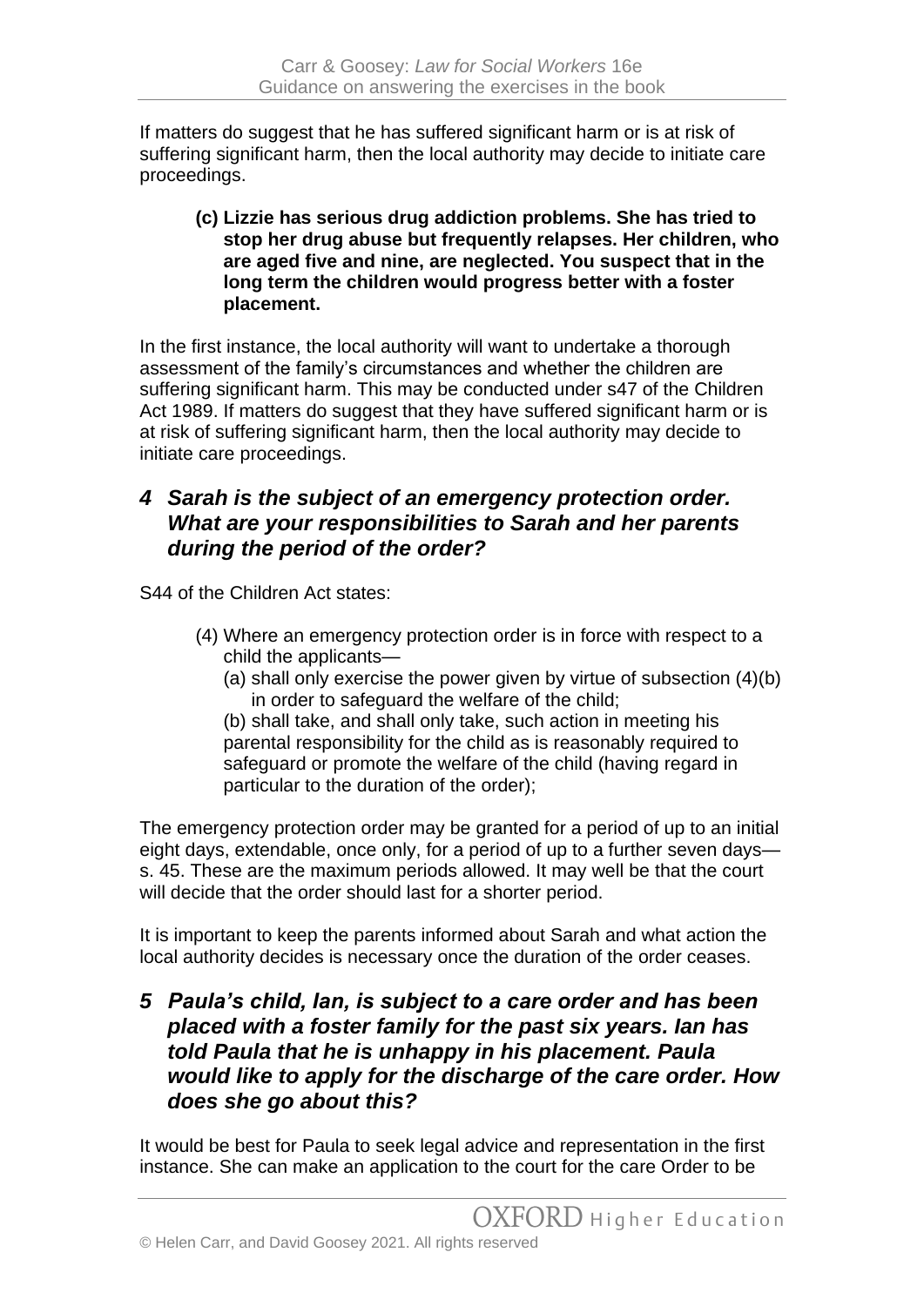If matters do suggest that he has suffered significant harm or is at risk of suffering significant harm, then the local authority may decide to initiate care proceedings.

> **(c) Lizzie has serious drug addiction problems. She has tried to stop her drug abuse but frequently relapses. Her children, who are aged five and nine, are neglected. You suspect that in the long term the children would progress better with a foster placement.**

In the first instance, the local authority will want to undertake a thorough assessment of the family's circumstances and whether the children are suffering significant harm. This may be conducted under s47 of the Children Act 1989. If matters do suggest that they have suffered significant harm or is at risk of suffering significant harm, then the local authority may decide to initiate care proceedings.

## *4 Sarah is the subject of an emergency protection order. What are your responsibilities to Sarah and her parents during the period of the order?*

S44 of the Children Act states:

> (4) Where an emergency protection order is in force with respect to a child the applicants—
> (a) shall only exercise the power given by virtue of subsection (4)(b) in order to safeguard the welfare of the child;
> (b) shall take, and shall only take, such action in meeting his parental responsibility for the child as is reasonably required to safeguard or promote the welfare of the child (having regard in particular to the duration of the order);

The emergency protection order may be granted for a period of up to an initial eight days, extendable, once only, for a period of up to a further seven days—s. 45. These are the maximum periods allowed. It may well be that the court will decide that the order should last for a shorter period.

It is important to keep the parents informed about Sarah and what action the local authority decides is necessary once the duration of the order ceases.

## *5 Paula's child, Ian, is subject to a care order and has been placed with a foster family for the past six years. Ian has told Paula that he is unhappy in his placement. Paula would like to apply for the discharge of the care order. How does she go about this?*

It would be best for Paula to seek legal advice and representation in the first instance. She can make an application to the court for the care Order to be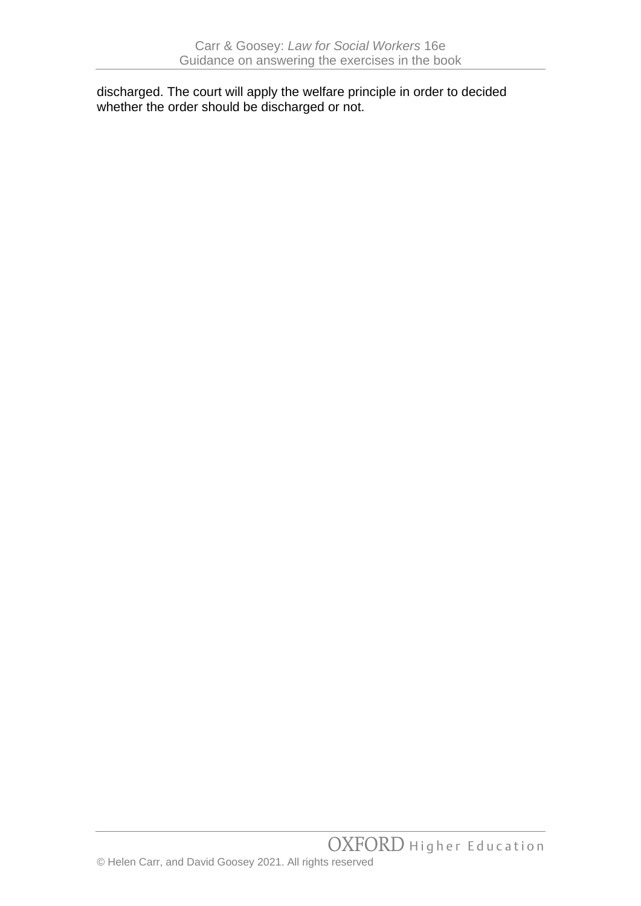discharged. The court will apply the welfare principle in order to decided whether the order should be discharged or not.